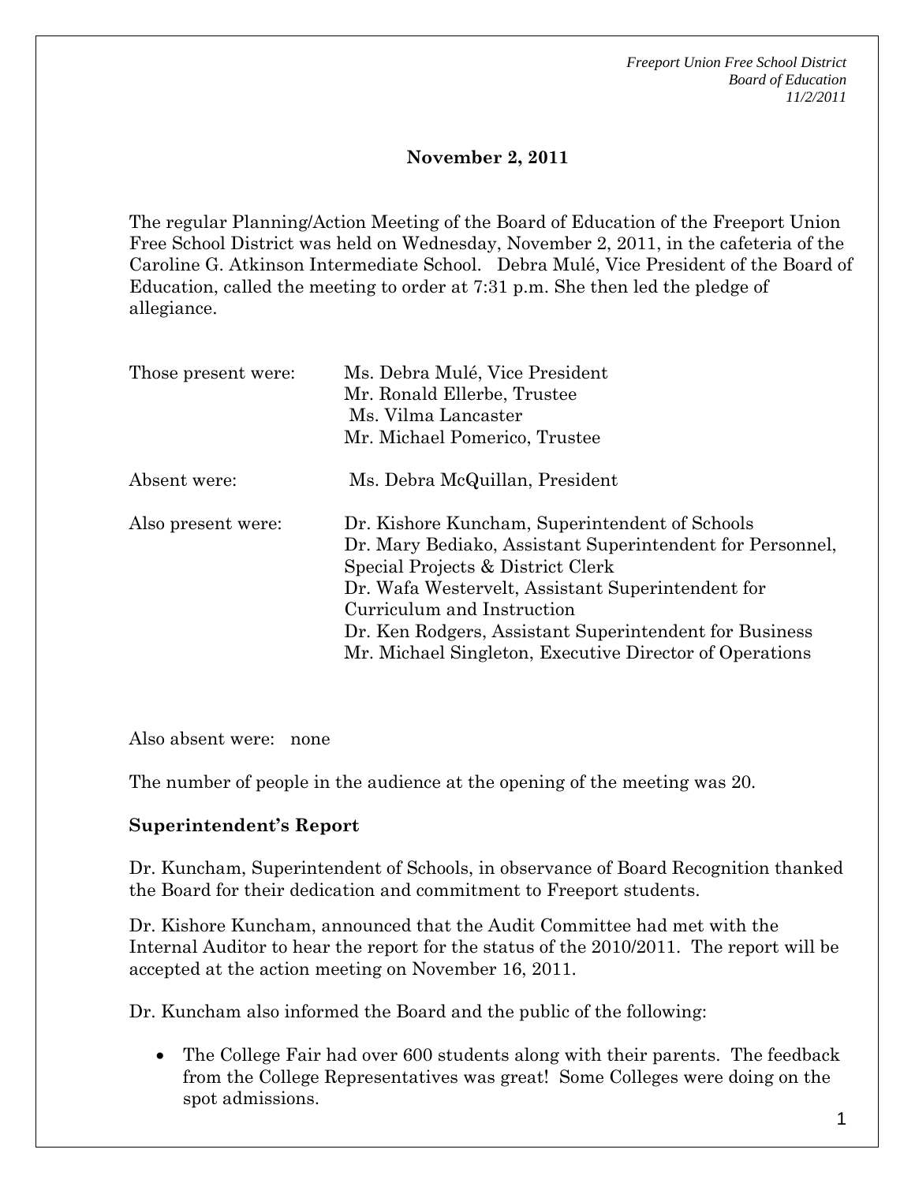**November 2, 2011**

The regular Planning/Action Meeting of the Board of Education of the Freeport Union Free School District was held on Wednesday, November 2, 2011, in the cafeteria of the Caroline G. Atkinson Intermediate School. Debra Mulé, Vice President of the Board of Education, called the meeting to order at 7:31 p.m. She then led the pledge of allegiance.

Those present were: Ms. Debra Mulé, Vice President
Mr. Ronald Ellerbe, Trustee
Ms. Vilma Lancaster
Mr. Michael Pomerico, Trustee

Absent were: Ms. Debra McQuillan, President

Also present were: Dr. Kishore Kuncham, Superintendent of Schools
Dr. Mary Bediako, Assistant Superintendent for Personnel, Special Projects & District Clerk
Dr. Wafa Westervelt, Assistant Superintendent for Curriculum and Instruction
Dr. Ken Rodgers, Assistant Superintendent for Business
Mr. Michael Singleton, Executive Director of Operations

Also absent were: none

The number of people in the audience at the opening of the meeting was 20.

**Superintendent's Report**

Dr. Kuncham, Superintendent of Schools, in observance of Board Recognition thanked the Board for their dedication and commitment to Freeport students.

Dr. Kishore Kuncham, announced that the Audit Committee had met with the Internal Auditor to hear the report for the status of the 2010/2011. The report will be accepted at the action meeting on November 16, 2011.

Dr. Kuncham also informed the Board and the public of the following:

- The College Fair had over 600 students along with their parents. The feedback from the College Representatives was great! Some Colleges were doing on the spot admissions.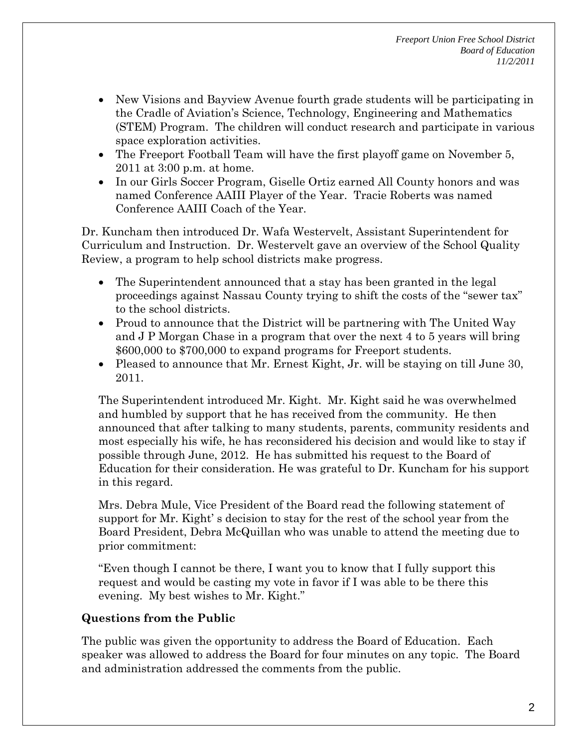- New Visions and Bayview Avenue fourth grade students will be participating in the Cradle of Aviation's Science, Technology, Engineering and Mathematics (STEM) Program. The children will conduct research and participate in various space exploration activities.
- The Freeport Football Team will have the first playoff game on November 5, 2011 at 3:00 p.m. at home.
- In our Girls Soccer Program, Giselle Ortiz earned All County honors and was named Conference AAIII Player of the Year. Tracie Roberts was named Conference AAIII Coach of the Year.

Dr. Kuncham then introduced Dr. Wafa Westervelt, Assistant Superintendent for Curriculum and Instruction. Dr. Westervelt gave an overview of the School Quality Review, a program to help school districts make progress.

- The Superintendent announced that a stay has been granted in the legal proceedings against Nassau County trying to shift the costs of the "sewer tax" to the school districts.
- Proud to announce that the District will be partnering with The United Way and J P Morgan Chase in a program that over the next 4 to 5 years will bring $600,000 to $700,000 to expand programs for Freeport students.
- Pleased to announce that Mr. Ernest Kight, Jr. will be staying on till June 30, 2011.

The Superintendent introduced Mr. Kight. Mr. Kight said he was overwhelmed and humbled by support that he has received from the community. He then announced that after talking to many students, parents, community residents and most especially his wife, he has reconsidered his decision and would like to stay if possible through June, 2012. He has submitted his request to the Board of Education for their consideration. He was grateful to Dr. Kuncham for his support in this regard.

Mrs. Debra Mule, Vice President of the Board read the following statement of support for Mr. Kight' s decision to stay for the rest of the school year from the Board President, Debra McQuillan who was unable to attend the meeting due to prior commitment:

"Even though I cannot be there, I want you to know that I fully support this request and would be casting my vote in favor if I was able to be there this evening. My best wishes to Mr. Kight."

### Questions from the Public

The public was given the opportunity to address the Board of Education. Each speaker was allowed to address the Board for four minutes on any topic. The Board and administration addressed the comments from the public.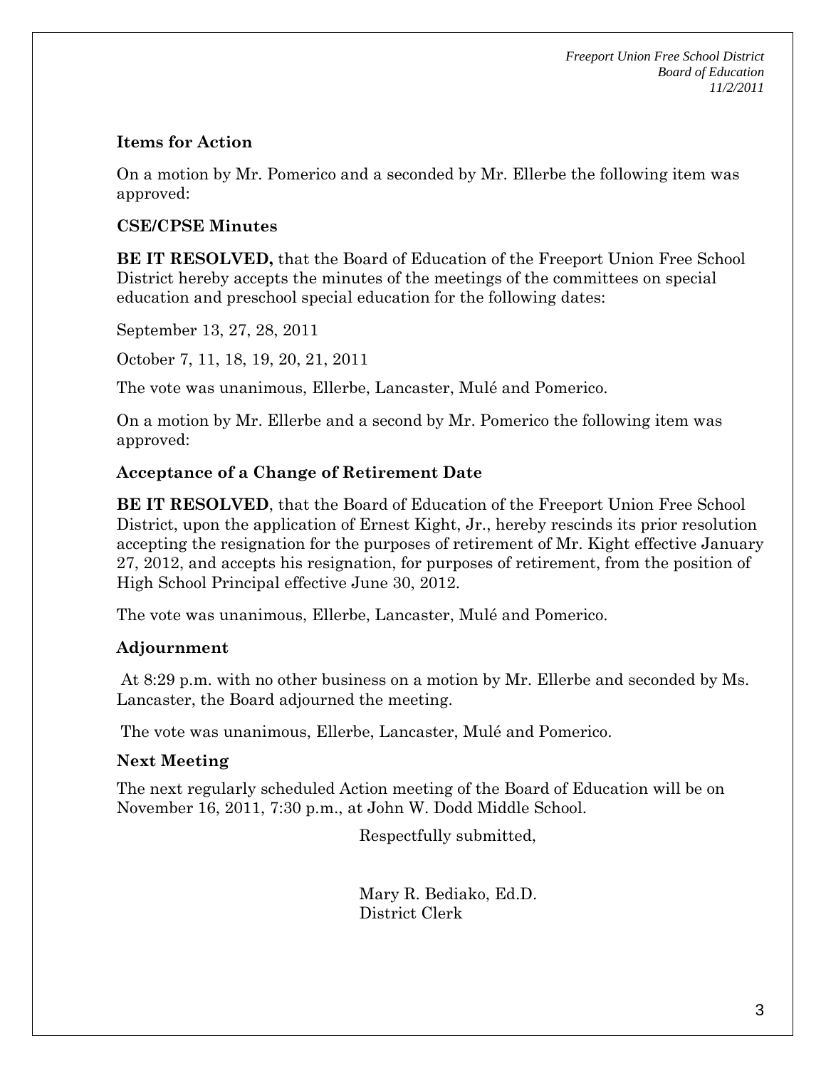### Items for Action

On a motion by Mr. Pomerico and a seconded by Mr. Ellerbe the following item was approved:

### CSE/CPSE Minutes

**BE IT RESOLVED,** that the Board of Education of the Freeport Union Free School District hereby accepts the minutes of the meetings of the committees on special education and preschool special education for the following dates:

September 13, 27, 28, 2011

October 7, 11, 18, 19, 20, 21, 2011

The vote was unanimous, Ellerbe, Lancaster, Mulé and Pomerico.

On a motion by Mr. Ellerbe and a second by Mr. Pomerico the following item was approved:

### Acceptance of a Change of Retirement Date

**BE IT RESOLVED**, that the Board of Education of the Freeport Union Free School District, upon the application of Ernest Kight, Jr., hereby rescinds its prior resolution accepting the resignation for the purposes of retirement of Mr. Kight effective January 27, 2012, and accepts his resignation, for purposes of retirement, from the position of High School Principal effective June 30, 2012.

The vote was unanimous, Ellerbe, Lancaster, Mulé and Pomerico.

### Adjournment

At 8:29 p.m. with no other business on a motion by Mr. Ellerbe and seconded by Ms. Lancaster, the Board adjourned the meeting.

The vote was unanimous, Ellerbe, Lancaster, Mulé and Pomerico.

### Next Meeting

The next regularly scheduled Action meeting of the Board of Education will be on November 16, 2011, 7:30 p.m., at John W. Dodd Middle School.

Respectfully submitted,

Mary R. Bediako, Ed.D.
District Clerk